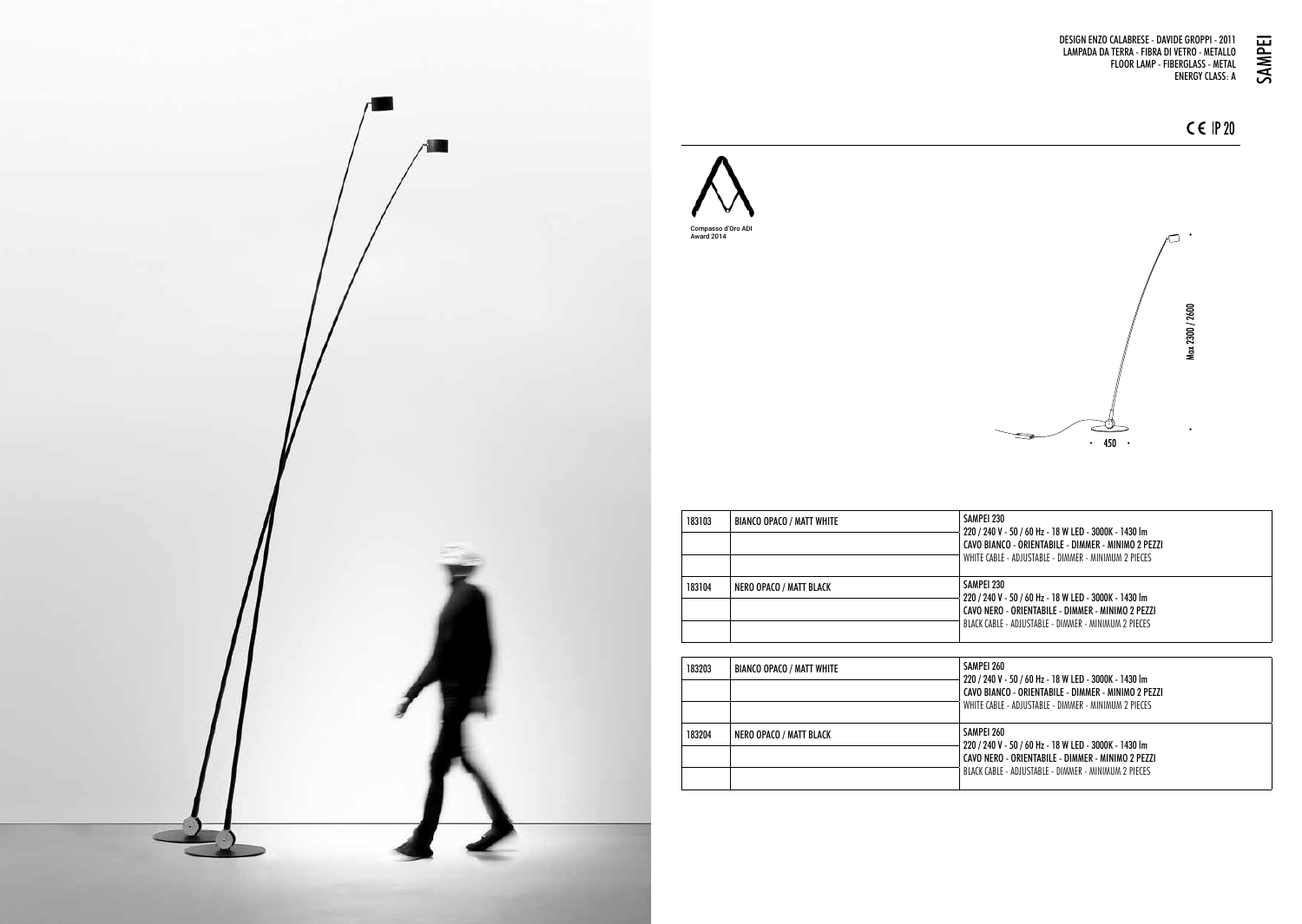# SAMPEI

DESIGN ENZO CALABRESE - DAVIDE GROPPI - 2011
LAMPADA DA TERRA - FIBRA DI VETRO - METALLO
FLOOR LAMP - FIBERGLASS - METAL
ENERGY CLASS: A

CE IP 20

Compasso d'Oro ADI
Award 2014

Max 2300 / 2600

450

| | | |
|---|---|---|
| 183103 | BIANCO OPACO / MATT WHITE | SAMPEI 230<br>220 / 240 V - 50 / 60 Hz - 18 W LED - 3000K - 1430 lm<br>CAVO BIANCO - ORIENTABILE - DIMMER - MINIMO 2 PEZZI<br>WHITE CABLE - ADJUSTABLE - DIMMER - MINIMUM 2 PIECES |
| 183104 | NERO OPACO / MATT BLACK | SAMPEI 230<br>220 / 240 V - 50 / 60 Hz - 18 W LED - 3000K - 1430 lm<br>CAVO NERO - ORIENTABILE - DIMMER - MINIMO 2 PEZZI<br>BLACK CABLE - ADJUSTABLE - DIMMER - MINIMUM 2 PIECES |

| | | |
|---|---|---|
| 183203 | BIANCO OPACO / MATT WHITE | SAMPEI 260<br>220 / 240 V - 50 / 60 Hz - 18 W LED - 3000K - 1430 lm<br>CAVO BIANCO - ORIENTABILE - DIMMER - MINIMO 2 PEZZI<br>WHITE CABLE - ADJUSTABLE - DIMMER - MINIMUM 2 PIECES |
| 183204 | NERO OPACO / MATT BLACK | SAMPEI 260<br>220 / 240 V - 50 / 60 Hz - 18 W LED - 3000K - 1430 lm<br>CAVO NERO - ORIENTABILE - DIMMER - MINIMO 2 PEZZI<br>BLACK CABLE - ADJUSTABLE - DIMMER - MINIMUM 2 PIECES |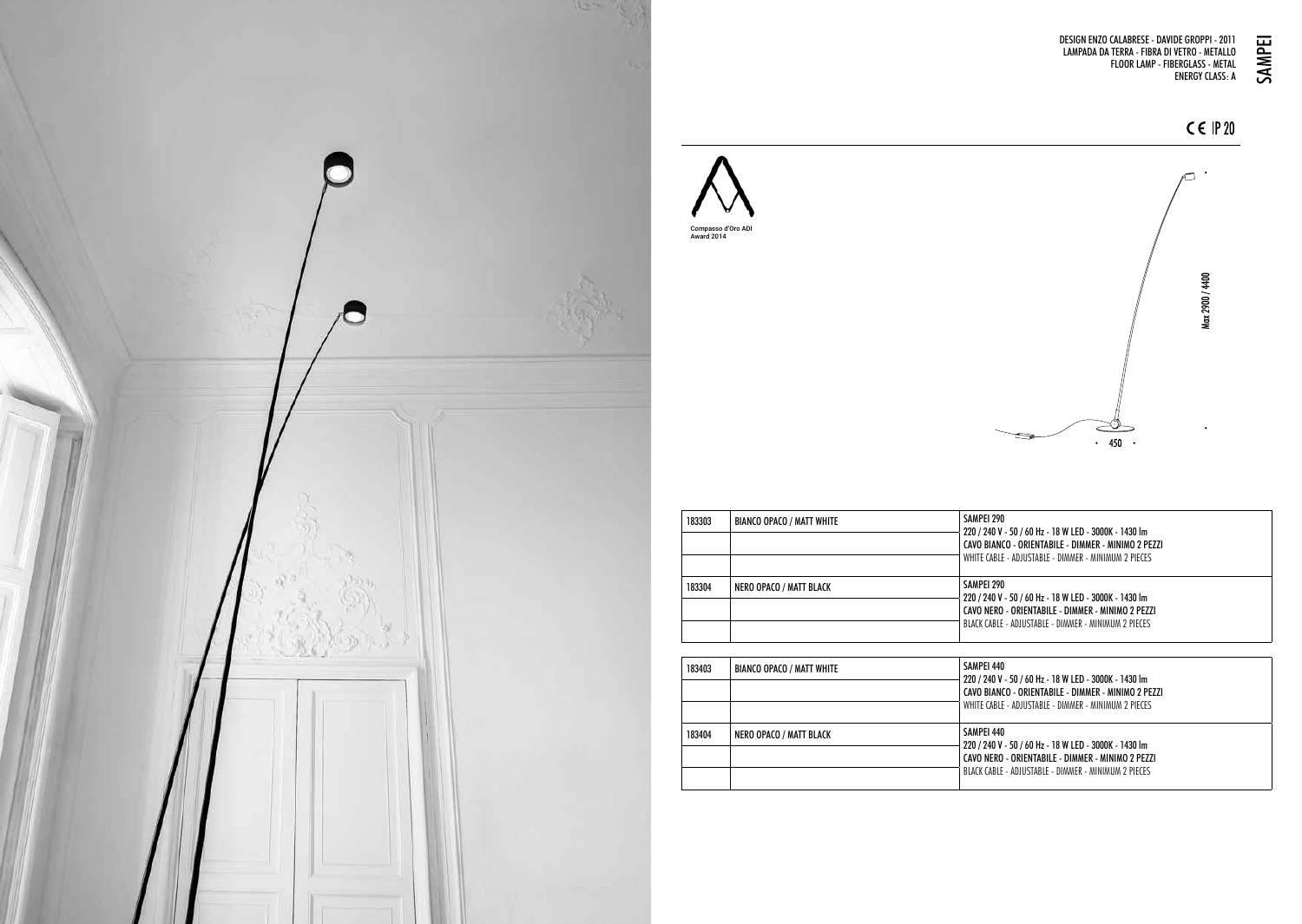# SAMPEI

DESIGN ENZO CALABRESE - DAVIDE GROPPI - 2011
LAMPADA DA TERRA - FIBRA DI VETRO - METALLO
FLOOR LAMP - FIBERGLASS - METAL
ENERGY CLASS: A

CE IP 20

Compasso d'Oro ADI
Award 2014

Max 2900 / 4400

450

| | | |
|---|---|---|
| 183303 | BIANCO OPACO / MATT WHITE | SAMPEI 290<br>220 / 240 V - 50 / 60 Hz - 18 W LED - 3000K - 1430 lm<br>CAVO BIANCO - ORIENTABILE - DIMMER - MINIMO 2 PEZZI<br>WHITE CABLE - ADJUSTABLE - DIMMER - MINIMUM 2 PIECES |
| 183304 | NERO OPACO / MATT BLACK | SAMPEI 290<br>220 / 240 V - 50 / 60 Hz - 18 W LED - 3000K - 1430 lm<br>CAVO NERO - ORIENTABILE - DIMMER - MINIMO 2 PEZZI<br>BLACK CABLE - ADJUSTABLE - DIMMER - MINIMUM 2 PIECES |

| | | |
|---|---|---|
| 183403 | BIANCO OPACO / MATT WHITE | SAMPEI 440<br>220 / 240 V - 50 / 60 Hz - 18 W LED - 3000K - 1430 lm<br>CAVO BIANCO - ORIENTABILE - DIMMER - MINIMO 2 PEZZI<br>WHITE CABLE - ADJUSTABLE - DIMMER - MINIMUM 2 PIECES |
| 183404 | NERO OPACO / MATT BLACK | SAMPEI 440<br>220 / 240 V - 50 / 60 Hz - 18 W LED - 3000K - 1430 lm<br>CAVO NERO - ORIENTABILE - DIMMER - MINIMO 2 PEZZI<br>BLACK CABLE - ADJUSTABLE - DIMMER - MINIMUM 2 PIECES |